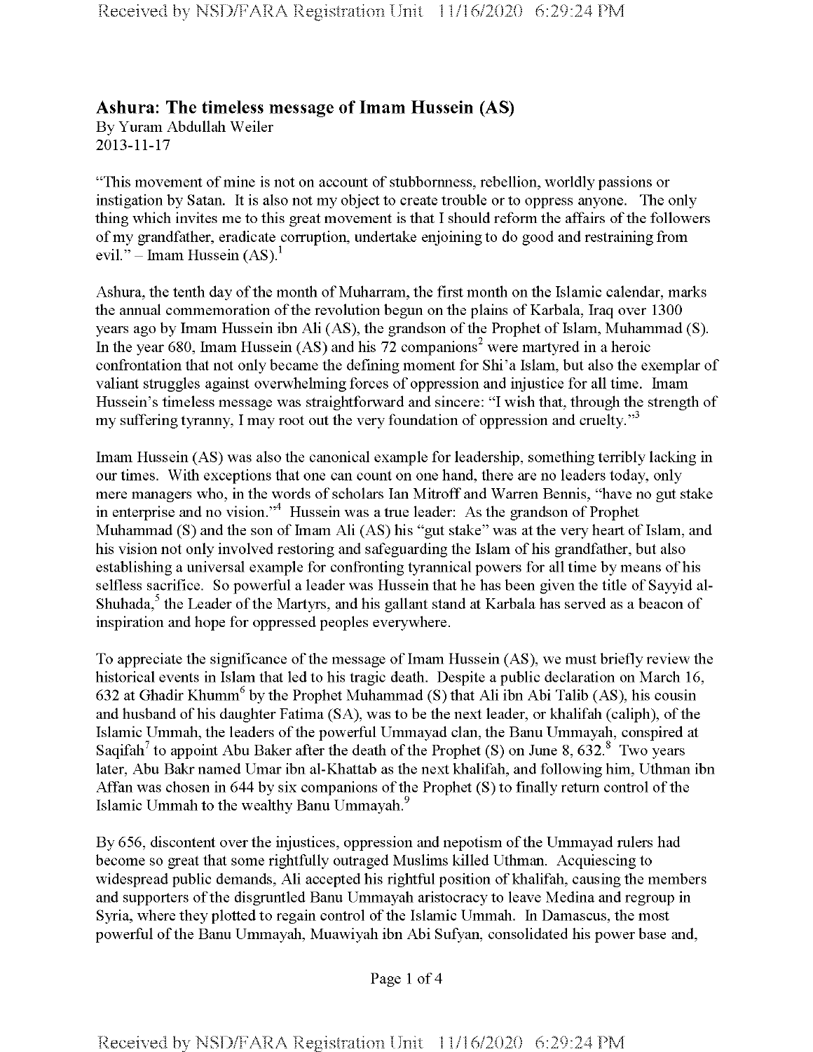## Ashura: The timeless message of Imam Hussein (AS)

By Yuram Abdullah Weiler
2013-11-17

"This movement of mine is not on account of stubbornness, rebellion, worldly passions or instigation by Satan. It is also not my object to create trouble or to oppress anyone. The only thing which invites me to this great movement is that I should reform the affairs of the followers of my grandfather, eradicate corruption, undertake enjoining to do good and restraining from evil." – Imam Hussein (AS).[1]

Ashura, the tenth day of the month of Muharram, the first month on the Islamic calendar, marks the annual commemoration of the revolution begun on the plains of Karbala, Iraq over 1300 years ago by Imam Hussein ibn Ali (AS), the grandson of the Prophet of Islam, Muhammad (S). In the year 680, Imam Hussein (AS) and his 72 companions[2] were martyred in a heroic confrontation that not only became the defining moment for Shi'a Islam, but also the exemplar of valiant struggles against overwhelming forces of oppression and injustice for all time. Imam Hussein's timeless message was straightforward and sincere: "I wish that, through the strength of my suffering tyranny, I may root out the very foundation of oppression and cruelty."[3]

Imam Hussein (AS) was also the canonical example for leadership, something terribly lacking in our times. With exceptions that one can count on one hand, there are no leaders today, only mere managers who, in the words of scholars Ian Mitroff and Warren Bennis, "have no gut stake in enterprise and no vision."[4] Hussein was a true leader: As the grandson of Prophet Muhammad (S) and the son of Imam Ali (AS) his "gut stake" was at the very heart of Islam, and his vision not only involved restoring and safeguarding the Islam of his grandfather, but also establishing a universal example for confronting tyrannical powers for all time by means of his selfless sacrifice. So powerful a leader was Hussein that he has been given the title of Sayyid al-Shuhada,[5] the Leader of the Martyrs, and his gallant stand at Karbala has served as a beacon of inspiration and hope for oppressed peoples everywhere.

To appreciate the significance of the message of Imam Hussein (AS), we must briefly review the historical events in Islam that led to his tragic death. Despite a public declaration on March 16, 632 at Ghadir Khumm[6] by the Prophet Muhammad (S) that Ali ibn Abi Talib (AS), his cousin and husband of his daughter Fatima (SA), was to be the next leader, or khalifah (caliph), of the Islamic Ummah, the leaders of the powerful Ummayad clan, the Banu Ummayah, conspired at Saqifah[7] to appoint Abu Baker after the death of the Prophet (S) on June 8, 632.[8] Two years later, Abu Bakr named Umar ibn al-Khattab as the next khalifah, and following him, Uthman ibn Affan was chosen in 644 by six companions of the Prophet (S) to finally return control of the Islamic Ummah to the wealthy Banu Ummayah.[9]

By 656, discontent over the injustices, oppression and nepotism of the Ummayad rulers had become so great that some rightfully outraged Muslims killed Uthman. Acquiescing to widespread public demands, Ali accepted his rightful position of khalifah, causing the members and supporters of the disgruntled Banu Ummayah aristocracy to leave Medina and regroup in Syria, where they plotted to regain control of the Islamic Ummah. In Damascus, the most powerful of the Banu Ummayah, Muawiyah ibn Abi Sufyan, consolidated his power base and,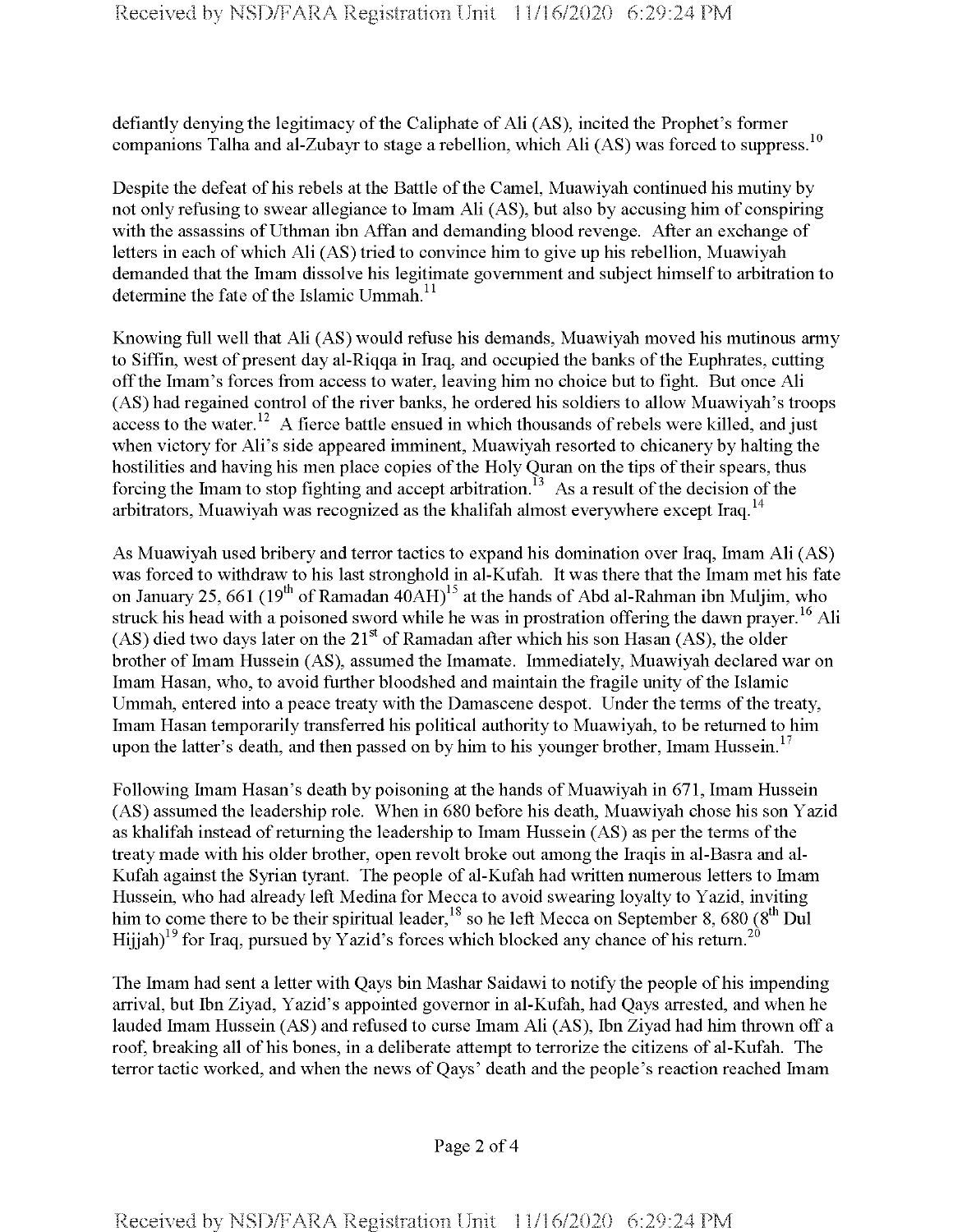defiantly denying the legitimacy of the Caliphate of Ali (AS), incited the Prophet's former companions Talha and al-Zubayr to stage a rebellion, which Ali (AS) was forced to suppress.[10]

Despite the defeat of his rebels at the Battle of the Camel, Muawiyah continued his mutiny by not only refusing to swear allegiance to Imam Ali (AS), but also by accusing him of conspiring with the assassins of Uthman ibn Affan and demanding blood revenge. After an exchange of letters in each of which Ali (AS) tried to convince him to give up his rebellion, Muawiyah demanded that the Imam dissolve his legitimate government and subject himself to arbitration to determine the fate of the Islamic Ummah.[11]

Knowing full well that Ali (AS) would refuse his demands, Muawiyah moved his mutinous army to Siffin, west of present day al-Riqqa in Iraq, and occupied the banks of the Euphrates, cutting off the Imam's forces from access to water, leaving him no choice but to fight. But once Ali (AS) had regained control of the river banks, he ordered his soldiers to allow Muawiyah's troops access to the water.[12] A fierce battle ensued in which thousands of rebels were killed, and just when victory for Ali's side appeared imminent, Muawiyah resorted to chicanery by halting the hostilities and having his men place copies of the Holy Quran on the tips of their spears, thus forcing the Imam to stop fighting and accept arbitration.[13] As a result of the decision of the arbitrators, Muawiyah was recognized as the khalifah almost everywhere except Iraq.[14]

As Muawiyah used bribery and terror tactics to expand his domination over Iraq, Imam Ali (AS) was forced to withdraw to his last stronghold in al-Kufah. It was there that the Imam met his fate on January 25, 661 (19th of Ramadan 40AH)[15] at the hands of Abd al-Rahman ibn Muljim, who struck his head with a poisoned sword while he was in prostration offering the dawn prayer.[16] Ali (AS) died two days later on the 21st of Ramadan after which his son Hasan (AS), the older brother of Imam Hussein (AS), assumed the Imamate. Immediately, Muawiyah declared war on Imam Hasan, who, to avoid further bloodshed and maintain the fragile unity of the Islamic Ummah, entered into a peace treaty with the Damascene despot. Under the terms of the treaty, Imam Hasan temporarily transferred his political authority to Muawiyah, to be returned to him upon the latter's death, and then passed on by him to his younger brother, Imam Hussein.[17]

Following Imam Hasan's death by poisoning at the hands of Muawiyah in 671, Imam Hussein (AS) assumed the leadership role. When in 680 before his death, Muawiyah chose his son Yazid as khalifah instead of returning the leadership to Imam Hussein (AS) as per the terms of the treaty made with his older brother, open revolt broke out among the Iraqis in al-Basra and al-Kufah against the Syrian tyrant. The people of al-Kufah had written numerous letters to Imam Hussein, who had already left Medina for Mecca to avoid swearing loyalty to Yazid, inviting him to come there to be their spiritual leader,[18] so he left Mecca on September 8, 680 (8th Dul Hijjah)[19] for Iraq, pursued by Yazid's forces which blocked any chance of his return.[20]

The Imam had sent a letter with Qays bin Mashar Saidawi to notify the people of his impending arrival, but Ibn Ziyad, Yazid's appointed governor in al-Kufah, had Qays arrested, and when he lauded Imam Hussein (AS) and refused to curse Imam Ali (AS), Ibn Ziyad had him thrown off a roof, breaking all of his bones, in a deliberate attempt to terrorize the citizens of al-Kufah. The terror tactic worked, and when the news of Qays' death and the people's reaction reached Imam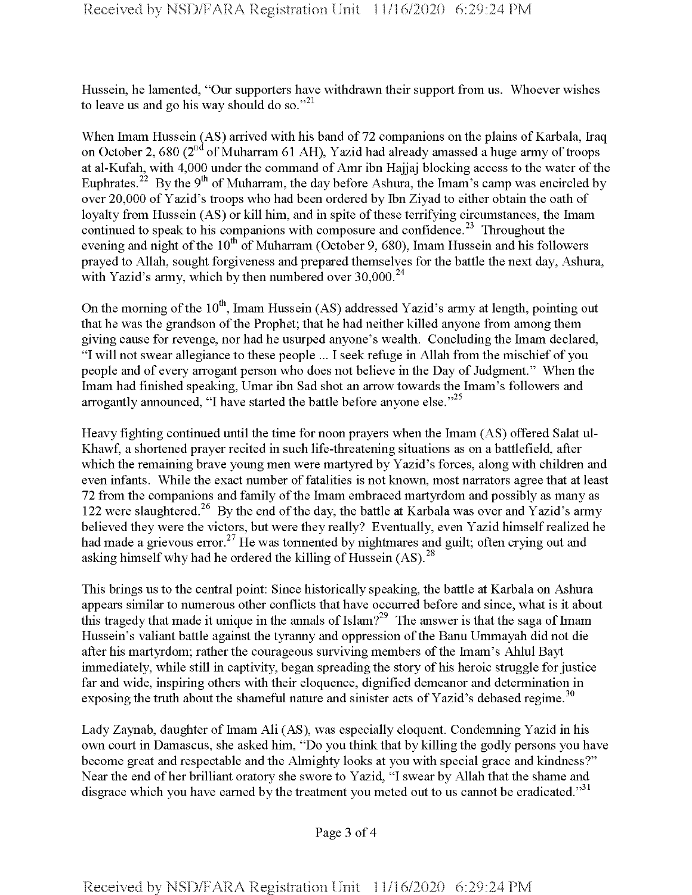Hussein, he lamented, "Our supporters have withdrawn their support from us. Whoever wishes to leave us and go his way should do so."[21]

When Imam Hussein (AS) arrived with his band of 72 companions on the plains of Karbala, Iraq on October 2, 680 (2nd of Muharram 61 AH), Yazid had already amassed a huge army of troops at al-Kufah, with 4,000 under the command of Amr ibn Hajjaj blocking access to the water of the Euphrates.[22] By the 9th of Muharram, the day before Ashura, the Imam's camp was encircled by over 20,000 of Yazid's troops who had been ordered by Ibn Ziyad to either obtain the oath of loyalty from Hussein (AS) or kill him, and in spite of these terrifying circumstances, the Imam continued to speak to his companions with composure and confidence.[23] Throughout the evening and night of the 10th of Muharram (October 9, 680), Imam Hussein and his followers prayed to Allah, sought forgiveness and prepared themselves for the battle the next day, Ashura, with Yazid's army, which by then numbered over 30,000.[24]

On the morning of the 10th, Imam Hussein (AS) addressed Yazid's army at length, pointing out that he was the grandson of the Prophet; that he had neither killed anyone from among them giving cause for revenge, nor had he usurped anyone's wealth. Concluding the Imam declared, "I will not swear allegiance to these people ... I seek refuge in Allah from the mischief of you people and of every arrogant person who does not believe in the Day of Judgment." When the Imam had finished speaking, Umar ibn Sad shot an arrow towards the Imam's followers and arrogantly announced, "I have started the battle before anyone else."[25]

Heavy fighting continued until the time for noon prayers when the Imam (AS) offered Salat ul-Khawf, a shortened prayer recited in such life-threatening situations as on a battlefield, after which the remaining brave young men were martyred by Yazid's forces, along with children and even infants. While the exact number of fatalities is not known, most narrators agree that at least 72 from the companions and family of the Imam embraced martyrdom and possibly as many as 122 were slaughtered.[26] By the end of the day, the battle at Karbala was over and Yazid's army believed they were the victors, but were they really? Eventually, even Yazid himself realized he had made a grievous error.[27] He was tormented by nightmares and guilt; often crying out and asking himself why had he ordered the killing of Hussein (AS).[28]

This brings us to the central point: Since historically speaking, the battle at Karbala on Ashura appears similar to numerous other conflicts that have occurred before and since, what is it about this tragedy that made it unique in the annals of Islam?[29] The answer is that the saga of Imam Hussein's valiant battle against the tyranny and oppression of the Banu Ummayah did not die after his martyrdom; rather the courageous surviving members of the Imam's Ahlul Bayt immediately, while still in captivity, began spreading the story of his heroic struggle for justice far and wide, inspiring others with their eloquence, dignified demeanor and determination in exposing the truth about the shameful nature and sinister acts of Yazid's debased regime.[30]

Lady Zaynab, daughter of Imam Ali (AS), was especially eloquent. Condemning Yazid in his own court in Damascus, she asked him, "Do you think that by killing the godly persons you have become great and respectable and the Almighty looks at you with special grace and kindness?" Near the end of her brilliant oratory she swore to Yazid, "I swear by Allah that the shame and disgrace which you have earned by the treatment you meted out to us cannot be eradicated."[31]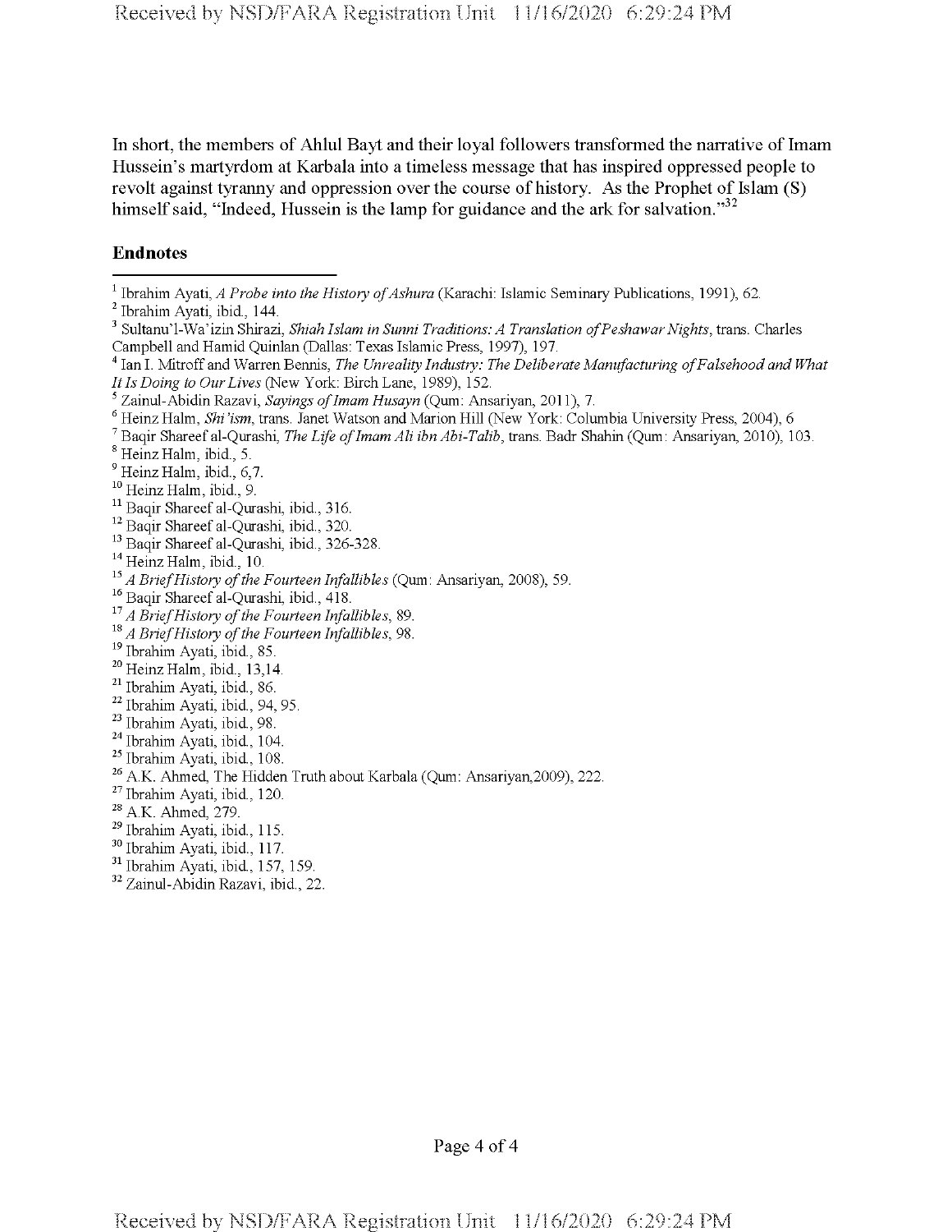In short, the members of Ahlul Bayt and their loyal followers transformed the narrative of Imam Hussein's martyrdom at Karbala into a timeless message that has inspired oppressed people to revolt against tyranny and oppression over the course of history. As the Prophet of Islam (S) himself said, "Indeed, Hussein is the lamp for guidance and the ark for salvation."[32]

**Endnotes**

[1] Ibrahim Ayati, *A Probe into the History of Ashura* (Karachi: Islamic Seminary Publications, 1991), 62.

[2] Ibrahim Ayati, ibid., 144.

[3] Sultanu'l-Wa'izin Shirazi, *Shiah Islam in Sunni Traditions: A Translation of Peshawar Nights*, trans. Charles Campbell and Hamid Quinlan (Dallas: Texas Islamic Press, 1997), 197.

[4] Ian I. Mitroff and Warren Bennis, *The Unreality Industry: The Deliberate Manufacturing of Falsehood and What It Is Doing to Our Lives* (New York: Birch Lane, 1989), 152.

[5] Zainul-Abidin Razavi, *Sayings of Imam Husayn* (Qum: Ansariyan, 2011), 7.

[6] Heinz Halm, *Shi'ism*, trans. Janet Watson and Marion Hill (New York: Columbia University Press, 2004), 6

[7] Baqir Shareef al-Qurashi, *The Life of Imam Ali ibn Abi-Talib*, trans. Badr Shahin (Qum: Ansariyan, 2010), 103.

[8] Heinz Halm, ibid., 5.

[9] Heinz Halm, ibid., 6,7.

[10] Heinz Halm, ibid., 9.

[11] Baqir Shareef al-Qurashi, ibid., 316.

[12] Baqir Shareef al-Qurashi, ibid., 320.

[13] Baqir Shareef al-Qurashi, ibid., 326-328.

[14] Heinz Halm, ibid., 10.

[15] *A Brief History of the Fourteen Infallibles* (Qum: Ansariyan, 2008), 59.

[16] Baqir Shareef al-Qurashi, ibid., 418.

[17] *A Brief History of the Fourteen Infallibles*, 89.

[18] *A Brief History of the Fourteen Infallibles*, 98.

[19] Ibrahim Ayati, ibid., 85.

[20] Heinz Halm, ibid., 13,14.

[21] Ibrahim Ayati, ibid., 86.

[22] Ibrahim Ayati, ibid., 94, 95.

[23] Ibrahim Ayati, ibid., 98.

[24] Ibrahim Ayati, ibid., 104.

[25] Ibrahim Ayati, ibid., 108.

[26] A.K. Ahmed, The Hidden Truth about Karbala (Qum: Ansariyan,2009), 222.

[27] Ibrahim Ayati, ibid., 120.

[28] A.K. Ahmed, 279.

[29] Ibrahim Ayati, ibid., 115.

[30] Ibrahim Ayati, ibid., 117.

[31] Ibrahim Ayati, ibid., 157, 159.

[32] Zainul-Abidin Razavi, ibid., 22.